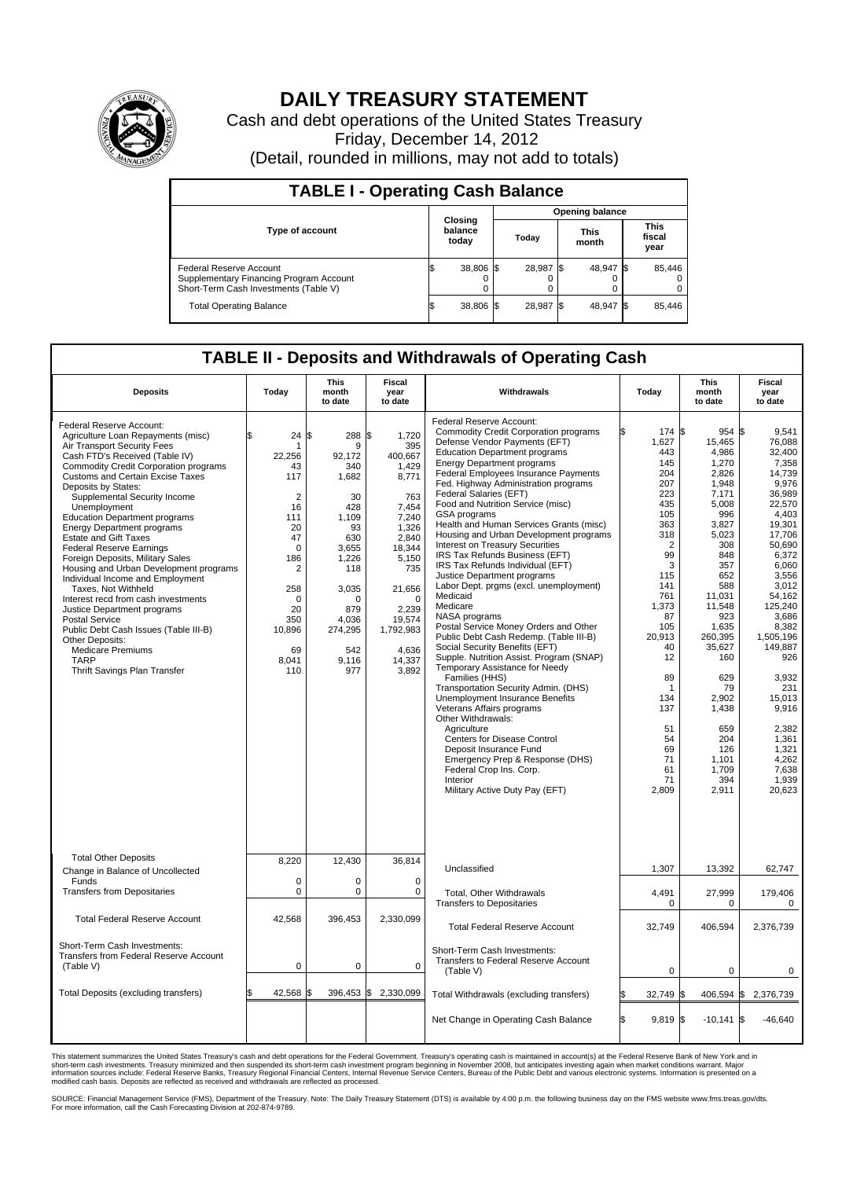# DAILY TREASURY STATEMENT

Cash and debt operations of the United States Treasury

Friday, December 14, 2012

(Detail, rounded in millions, may not add to totals)

## TABLE I - Operating Cash Balance

| Type of account | Closing balance today | Opening balance Today | Opening balance This month | Opening balance This fiscal year |
|---|---|---|---|---|
| Federal Reserve Account | $ 38,806 | $ 28,987 | $ 48,947 | $ 85,446 |
| Supplementary Financing Program Account | 0 | 0 | 0 | 0 |
| Short-Term Cash Investments (Table V) | 0 | 0 | 0 | 0 |
| Total Operating Balance | $ 38,806 | $ 28,987 | $ 48,947 | $ 85,446 |

## TABLE II - Deposits and Withdrawals of Operating Cash

| Deposits | Today | This month to date | Fiscal year to date | Withdrawals | Today | This month to date | Fiscal year to date |
|---|---|---|---|---|---|---|---|
| Federal Reserve Account: | | | | Federal Reserve Account: | | | |
| Agriculture Loan Repayments (misc) | $ 24 | $ 288 | $ 1,720 | Commodity Credit Corporation programs | $ 174 | $ 954 | $ 9,541 |
| Air Transport Security Fees | 1 | 9 | 395 | Defense Vendor Payments (EFT) | 1,627 | 15,465 | 76,088 |
| Cash FTD's Received (Table IV) | 22,256 | 92,172 | 400,667 | Education Department programs | 443 | 4,986 | 32,400 |
| Commodity Credit Corporation programs | 43 | 340 | 1,429 | Energy Department programs | 145 | 1,270 | 7,358 |
| Customs and Certain Excise Taxes | 117 | 1,682 | 8,771 | Federal Employees Insurance Payments | 204 | 2,826 | 14,739 |
| Deposits by States: | | | | Fed. Highway Administration programs | 207 | 1,948 | 9,976 |
| Supplemental Security Income | 2 | 30 | 763 | Federal Salaries (EFT) | 223 | 7,171 | 36,989 |
| Unemployment | 16 | 428 | 7,454 | Food and Nutrition Service (misc) | 435 | 5,008 | 22,570 |
| Education Department programs | 111 | 1,109 | 7,240 | GSA programs | 105 | 996 | 4,403 |
| Energy Department programs | 20 | 93 | 1,326 | Health and Human Services Grants (misc) | 363 | 3,827 | 19,301 |
| Estate and Gift Taxes | 47 | 630 | 2,840 | Housing and Urban Development programs | 318 | 5,023 | 17,706 |
| Federal Reserve Earnings | 0 | 3,655 | 18,344 | Interest on Treasury Securities | 2 | 308 | 50,690 |
| Foreign Deposits, Military Sales | 186 | 1,226 | 5,150 | IRS Tax Refunds Business (EFT) | 99 | 848 | 6,372 |
| Housing and Urban Development programs | 2 | 118 | 735 | IRS Tax Refunds Individual (EFT) | 3 | 357 | 6,060 |
| Individual Income and Employment | | | | Justice Department programs | 115 | 652 | 3,556 |
| Taxes, Not Withheld | 258 | 3,035 | 21,656 | Labor Dept. prgms (excl. unemployment) | 141 | 588 | 3,012 |
| Interest recd from cash investments | 0 | 0 | 0 | Medicaid | 761 | 11,031 | 54,162 |
| Justice Department programs | 20 | 879 | 2,239 | Medicare | 1,373 | 11,548 | 125,240 |
| Postal Service | 350 | 4,036 | 19,574 | NASA programs | 87 | 923 | 3,686 |
| Public Debt Cash Issues (Table III-B) | 10,896 | 274,295 | 1,792,983 | Postal Service Money Orders and Other | 105 | 1,635 | 8,382 |
| Other Deposits: | | | | Public Debt Cash Redemp. (Table III-B) | 20,913 | 260,395 | 1,505,196 |
| Medicare Premiums | 69 | 542 | 4,636 | Social Security Benefits (EFT) | 40 | 35,627 | 149,887 |
| TARP | 8,041 | 9,116 | 14,337 | Supple. Nutrition Assist. Program (SNAP) | 12 | 160 | 926 |
| Thrift Savings Plan Transfer | 110 | 977 | 3,892 | Temporary Assistance for Needy Families (HHS) | 89 | 629 | 3,932 |
| | | | | Transportation Security Admin. (DHS) | 1 | 79 | 231 |
| | | | | Unemployment Insurance Benefits | 134 | 2,902 | 15,013 |
| | | | | Veterans Affairs programs | 137 | 1,438 | 9,916 |
| | | | | Other Withdrawals: | | | |
| | | | | Agriculture | 51 | 659 | 2,382 |
| | | | | Centers for Disease Control | 54 | 204 | 1,361 |
| | | | | Deposit Insurance Fund | 69 | 126 | 1,321 |
| | | | | Emergency Prep & Response (DHS) | 71 | 1,101 | 4,262 |
| | | | | Federal Crop Ins. Corp. | 61 | 1,709 | 7,638 |
| | | | | Interior | 71 | 394 | 1,939 |
| | | | | Military Active Duty Pay (EFT) | 2,809 | 2,911 | 20,623 |
| Total Other Deposits | 8,220 | 12,430 | 36,814 | Unclassified | 1,307 | 13,392 | 62,747 |
| Change in Balance of Uncollected Funds | 0 | 0 | 0 | | | | |
| Transfers from Depositaries | 0 | 0 | 0 | Total, Other Withdrawals | 4,491 | 27,999 | 179,406 |
| | | | | Transfers to Depositaries | 0 | 0 | 0 |
| Total Federal Reserve Account | 42,568 | 396,453 | 2,330,099 | Total Federal Reserve Account | 32,749 | 406,594 | 2,376,739 |
| Short-Term Cash Investments: Transfers from Federal Reserve Account (Table V) | 0 | 0 | 0 | Short-Term Cash Investments: Transfers to Federal Reserve Account (Table V) | 0 | 0 | 0 |
| Total Deposits (excluding transfers) | $ 42,568 | $ 396,453 | $ 2,330,099 | Total Withdrawals (excluding transfers) | $ 32,749 | $ 406,594 | $ 2,376,739 |
| | | | | Net Change in Operating Cash Balance | $ 9,819 | $ -10,141 | $ -46,640 |

This statement summarizes the United States Treasury's cash and debt operations for the Federal Government. Treasury's operating cash is maintained in account(s) at the Federal Reserve Bank of New York and in short-term cash investments. Treasury minimized and then suspended its short-term cash investment program beginning in November 2008, but anticipates investing again when market conditions warrant. Major information sources include: Federal Reserve Banks, Treasury Regional Financial Centers, Internal Revenue Service Centers, Bureau of the Public Debt and various electronic systems. Information is presented on a modified cash basis. Deposits are reflected as received and withdrawals are reflected as processed.

SOURCE: Financial Management Service (FMS), Department of the Treasury. Note: The Daily Treasury Statement (DTS) is available by 4:00 p.m. the following business day on the FMS website www.fms.treas.gov/dts. For more information, call the Cash Forecasting Division at 202-874-9789.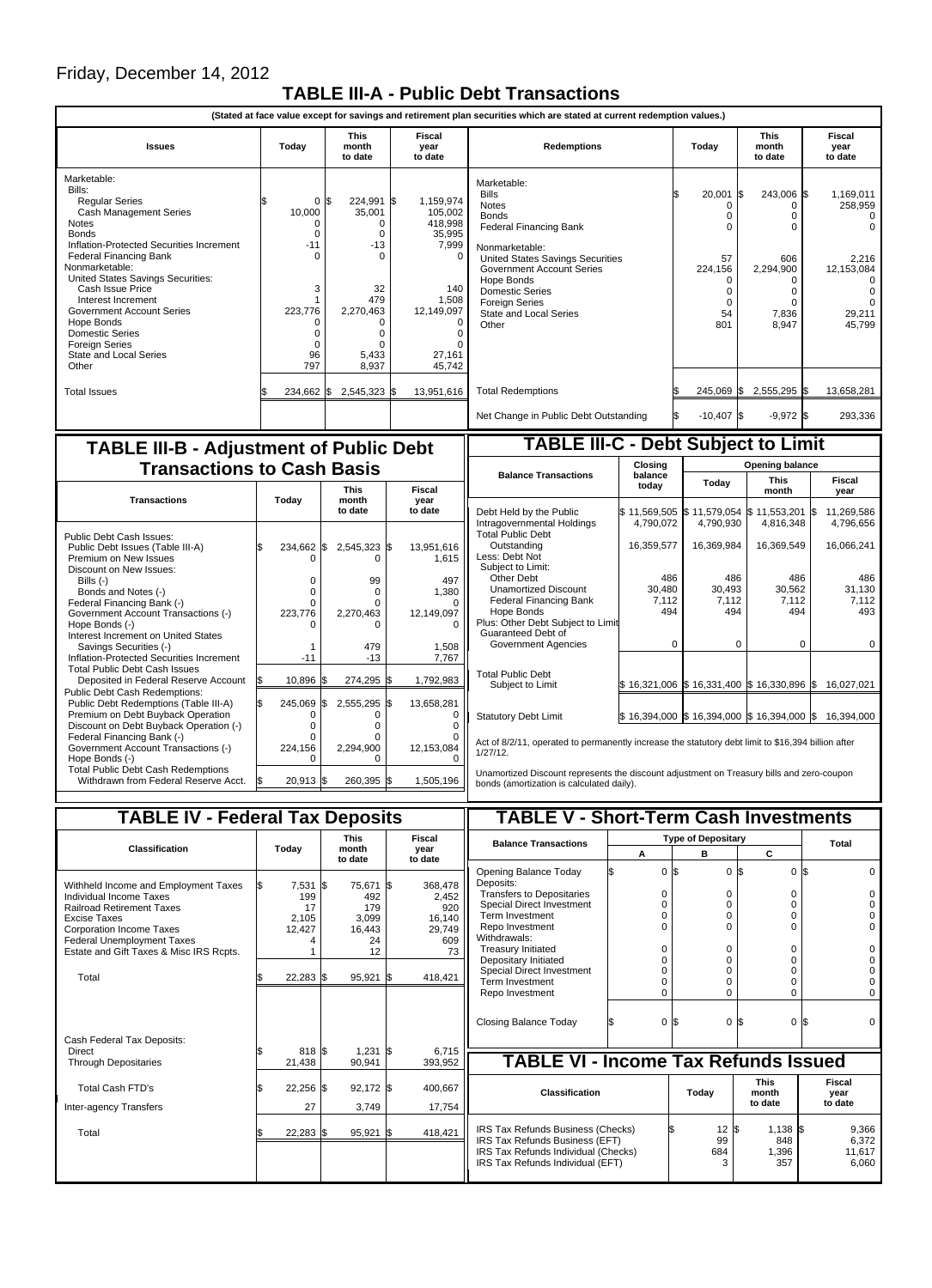Friday, December 14, 2012

# TABLE III-A - Public Debt Transactions

(Stated at face value except for savings and retirement plan securities which are stated at current redemption values.)

| Issues | Today | This month to date | Fiscal year to date |
|---|---|---|---|
| Marketable: | | | |
| Bills: | | | |
| Regular Series | $ 0 | $ 224,991 | $ 1,159,974 |
| Cash Management Series | 10,000 | 35,001 | 105,002 |
| Notes | 0 | 0 | 418,998 |
| Bonds | 0 | 0 | 35,995 |
| Inflation-Protected Securities Increment | -11 | -13 | 7,999 |
| Federal Financing Bank | 0 | 0 | 0 |
| Nonmarketable: | | | |
| United States Savings Securities: | | | |
| Cash Issue Price | 3 | 32 | 140 |
| Interest Increment | 1 | 479 | 1,508 |
| Government Account Series | 223,776 | 2,270,463 | 12,149,097 |
| Hope Bonds | 0 | 0 | 0 |
| Domestic Series | 0 | 0 | 0 |
| Foreign Series | 0 | 0 | 0 |
| State and Local Series | 96 | 5,433 | 27,161 |
| Other | 797 | 8,937 | 45,742 |
| Total Issues | $ 234,662 | $ 2,545,323 | $ 13,951,616 |

| Redemptions | Today | This month to date | Fiscal year to date |
|---|---|---|---|
| Marketable: | | | |
| Bills | $ 20,001 | $ 243,006 | $ 1,169,011 |
| Notes | 0 | 0 | 258,959 |
| Bonds | 0 | 0 | 0 |
| Federal Financing Bank | 0 | 0 | 0 |
| Nonmarketable: | | | |
| United States Savings Securities | 57 | 606 | 2,216 |
| Government Account Series | 224,156 | 2,294,900 | 12,153,084 |
| Hope Bonds | 0 | 0 | 0 |
| Domestic Series | 0 | 0 | 0 |
| Foreign Series | 0 | 0 | 0 |
| State and Local Series | 54 | 7,836 | 29,211 |
| Other | 801 | 8,947 | 45,799 |
| Total Redemptions | $ 245,069 | $ 2,555,295 | $ 13,658,281 |
| Net Change in Public Debt Outstanding | $ -10,407 | $ -9,972 | $ 293,336 |

# TABLE III-B - Adjustment of Public Debt Transactions to Cash Basis

| Transactions | Today | This month to date | Fiscal year to date |
|---|---|---|---|
| Public Debt Cash Issues: | | | |
| Public Debt Issues (Table III-A) | $ 234,662 | $ 2,545,323 | $ 13,951,616 |
| Premium on New Issues | 0 | 0 | 1,615 |
| Discount on New Issues: | | | |
| Bills (-) | 0 | 99 | 497 |
| Bonds and Notes (-) | 0 | 0 | 1,380 |
| Federal Financing Bank (-) | 0 | 0 | 0 |
| Government Account Transactions (-) | 223,776 | 2,270,463 | 12,149,097 |
| Hope Bonds (-) | 0 | 0 | 0 |
| Interest Increment on United States Savings Securities (-) | 1 | 479 | 1,508 |
| Inflation-Protected Securities Increment | -11 | -13 | 7,767 |
| Total Public Debt Cash Issues Deposited in Federal Reserve Account | $ 10,896 | $ 274,295 | $ 1,792,983 |
| Public Debt Cash Redemptions: | | | |
| Public Debt Redemptions (Table III-A) | $ 245,069 | $ 2,555,295 | $ 13,658,281 |
| Premium on Debt Buyback Operation | 0 | 0 | 0 |
| Discount on Debt Buyback Operation (-) | 0 | 0 | 0 |
| Federal Financing Bank (-) | 0 | 0 | 0 |
| Government Account Transactions (-) | 224,156 | 2,294,900 | 12,153,084 |
| Hope Bonds (-) | 0 | 0 | 0 |
| Total Public Debt Cash Redemptions Withdrawn from Federal Reserve Acct. | $ 20,913 | $ 260,395 | $ 1,505,196 |

# TABLE III-C - Debt Subject to Limit

| Balance Transactions | Closing balance today | Opening balance Today | Opening balance This month | Opening balance Fiscal year |
|---|---|---|---|---|
| Debt Held by the Public | $ 11,569,505 | $ 11,579,054 | $ 11,553,201 | $ 11,269,586 |
| Intragovernmental Holdings | 4,790,072 | 4,790,930 | 4,816,348 | 4,796,656 |
| Total Public Debt Outstanding | 16,359,577 | 16,369,984 | 16,369,549 | 16,066,241 |
| Less: Debt Not Subject to Limit: | | | | |
| Other Debt | 486 | 486 | 486 | 486 |
| Unamortized Discount | 30,480 | 30,493 | 30,562 | 31,130 |
| Federal Financing Bank | 7,112 | 7,112 | 7,112 | 7,112 |
| Hope Bonds | 494 | 494 | 494 | 493 |
| Plus: Other Debt Subject to Limit | | | | |
| Guaranteed Debt of Government Agencies | 0 | 0 | 0 | 0 |
| Total Public Debt Subject to Limit | $ 16,321,006 | $ 16,331,400 | $ 16,330,896 | $ 16,027,021 |
| Statutory Debt Limit | $ 16,394,000 | $ 16,394,000 | $ 16,394,000 | $ 16,394,000 |

Act of 8/2/11, operated to permanently increase the statutory debt limit to $16,394 billion after 1/27/12.

Unamortized Discount represents the discount adjustment on Treasury bills and zero-coupon bonds (amortization is calculated daily).

# TABLE IV - Federal Tax Deposits

| Classification | Today | This month to date | Fiscal year to date |
|---|---|---|---|
| Withheld Income and Employment Taxes | $ 7,531 | $ 75,671 | $ 368,478 |
| Individual Income Taxes | 199 | 492 | 2,452 |
| Railroad Retirement Taxes | 17 | 179 | 920 |
| Excise Taxes | 2,105 | 3,099 | 16,140 |
| Corporation Income Taxes | 12,427 | 16,443 | 29,749 |
| Federal Unemployment Taxes | 4 | 24 | 609 |
| Estate and Gift Taxes & Misc IRS Rcpts. | 1 | 12 | 73 |
| Total | $ 22,283 | $ 95,921 | $ 418,421 |
| Cash Federal Tax Deposits: | | | |
| Direct | $ 818 | $ 1,231 | $ 6,715 |
| Through Depositaries | 21,438 | 90,941 | 393,952 |
| Total Cash FTD's | $ 22,256 | $ 92,172 | $ 400,667 |
| Inter-agency Transfers | 27 | 3,749 | 17,754 |
| Total | $ 22,283 | $ 95,921 | $ 418,421 |

# TABLE V - Short-Term Cash Investments

| Balance Transactions | Type of Depositary A | Type of Depositary B | Type of Depositary C | Total |
|---|---|---|---|---|
| Opening Balance Today | $ 0 | $ 0 | $ 0 | $ 0 |
| Deposits: | | | | |
| Transfers to Depositaries | 0 | 0 | 0 | 0 |
| Special Direct Investment | 0 | 0 | 0 | 0 |
| Term Investment | 0 | 0 | 0 | 0 |
| Repo Investment | 0 | 0 | 0 | 0 |
| Withdrawals: | | | | |
| Treasury Initiated | 0 | 0 | 0 | 0 |
| Depositary Initiated | 0 | 0 | 0 | 0 |
| Special Direct Investment | 0 | 0 | 0 | 0 |
| Term Investment | 0 | 0 | 0 | 0 |
| Repo Investment | 0 | 0 | 0 | 0 |
| Closing Balance Today | $ 0 | $ 0 | $ 0 | $ 0 |

# TABLE VI - Income Tax Refunds Issued

| Classification | Today | This month to date | Fiscal year to date |
|---|---|---|---|
| IRS Tax Refunds Business (Checks) | $ 12 | $ 1,138 | $ 9,366 |
| IRS Tax Refunds Business (EFT) | 99 | 848 | 6,372 |
| IRS Tax Refunds Individual (Checks) | 684 | 1,396 | 11,617 |
| IRS Tax Refunds Individual (EFT) | 3 | 357 | 6,060 |